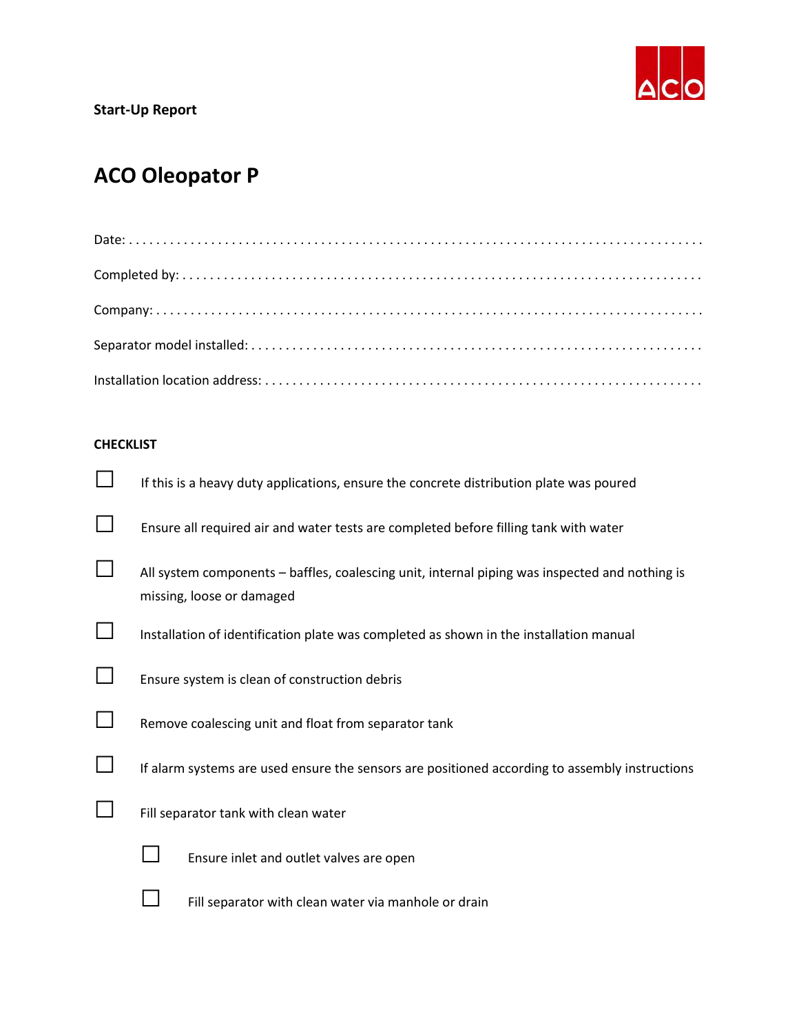**Start-Up Report**

# ACO Oleopator P

Date: . . . . . . . . . . . . . . . . . . . . . . . . . . . . . . . . . . . . . . . . . . . . . . . . . . . . . . . . . . . . . . . . . . . . . . . . . . . . . . .

Completed by: . . . . . . . . . . . . . . . . . . . . . . . . . . . . . . . . . . . . . . . . . . . . . . . . . . . . . . . . . . . . . . . . . . . . . . . . . . .

Company: . . . . . . . . . . . . . . . . . . . . . . . . . . . . . . . . . . . . . . . . . . . . . . . . . . . . . . . . . . . . . . . . . . . . . . . . . . . . . .

Separator model installed: . . . . . . . . . . . . . . . . . . . . . . . . . . . . . . . . . . . . . . . . . . . . . . . . . . . . . . . . . . . . . . .

Installation location address: . . . . . . . . . . . . . . . . . . . . . . . . . . . . . . . . . . . . . . . . . . . . . . . . . . . . . . . . . . .

**CHECKLIST**

- ☐ If this is a heavy duty applications, ensure the concrete distribution plate was poured
- ☐ Ensure all required air and water tests are completed before filling tank with water
- ☐ All system components – baffles, coalescing unit, internal piping was inspected and nothing is missing, loose or damaged
- ☐ Installation of identification plate was completed as shown in the installation manual
- ☐ Ensure system is clean of construction debris
- ☐ Remove coalescing unit and float from separator tank
- ☐ If alarm systems are used ensure the sensors are positioned according to assembly instructions
- ☐ Fill separator tank with clean water
  - ☐ Ensure inlet and outlet valves are open
  - ☐ Fill separator with clean water via manhole or drain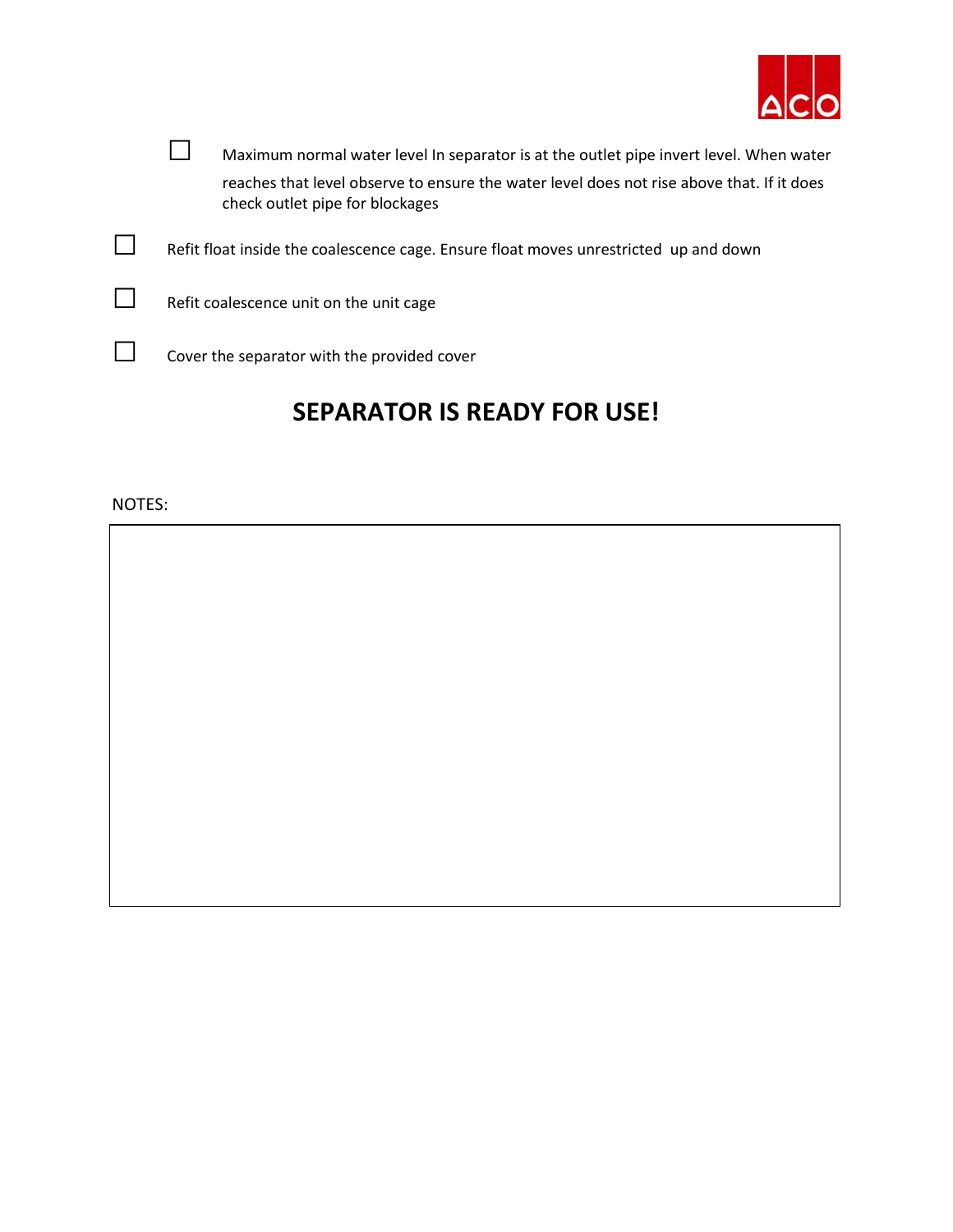- [ ] Maximum normal water level In separator is at the outlet pipe invert level. When water reaches that level observe to ensure the water level does not rise above that. If it does check outlet pipe for blockages

- [ ] Refit float inside the coalescence cage. Ensure float moves unrestricted up and down

- [ ] Refit coalescence unit on the unit cage

- [ ] Cover the separator with the provided cover

## SEPARATOR IS READY FOR USE!

NOTES: